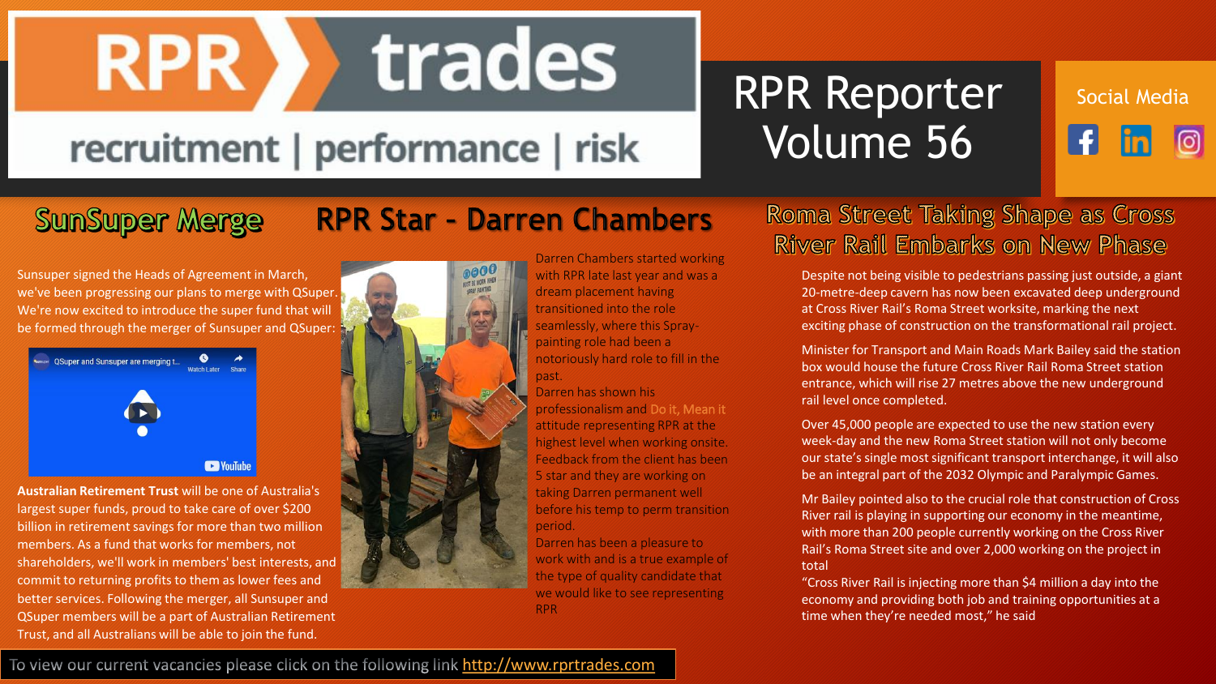# RPR trades

recruitment | performance | risk

# RPR Reporter Volume 56

Social Media

## SunSuper Merge

Sunsuper signed the Heads of Agreement in March, we've been progressing our plans to merge with QSuper. We're now excited to introduce the super fund that will be formed through the merger of Sunsuper and QSuper:

QSuper and Sunsuper are merging t...

**Australian Retirement Trust** will be one of Australia's largest super funds, proud to take care of over $200 billion in retirement savings for more than two million members. As a fund that works for members, not shareholders, we'll work in members' best interests, and commit to returning profits to them as lower fees and better services. Following the merger, all Sunsuper and QSuper members will be a part of Australian Retirement Trust, and all Australians will be able to join the fund.

## RPR Star - Darren Chambers

Darren Chambers started working with RPR late last year and was a dream placement having transitioned into the role seamlessly, where this Spray-painting role had been a notoriously hard role to fill in the past.

Darren has shown his professionalism and Do it, Mean it attitude representing RPR at the highest level when working onsite. Feedback from the client has been 5 star and they are working on taking Darren permanent well before his temp to perm transition period.

Darren has been a pleasure to work with and is a true example of the type of quality candidate that we would like to see representing RPR

## Roma Street Taking Shape as Cross River Rail Embarks on New Phase

Despite not being visible to pedestrians passing just outside, a giant 20-metre-deep cavern has now been excavated deep underground at Cross River Rail's Roma Street worksite, marking the next exciting phase of construction on the transformational rail project.

Minister for Transport and Main Roads Mark Bailey said the station box would house the future Cross River Rail Roma Street station entrance, which will rise 27 metres above the new underground rail level once completed.

Over 45,000 people are expected to use the new station every week-day and the new Roma Street station will not only become our state's single most significant transport interchange, it will also be an integral part of the 2032 Olympic and Paralympic Games.

Mr Bailey pointed also to the crucial role that construction of Cross River rail is playing in supporting our economy in the meantime, with more than 200 people currently working on the Cross River Rail's Roma Street site and over 2,000 working on the project in total

"Cross River Rail is injecting more than $4 million a day into the economy and providing both job and training opportunities at a time when they're needed most," he said

To view our current vacancies please click on the following link [http://www.rprtrades.com](http://www.rprtrades.com)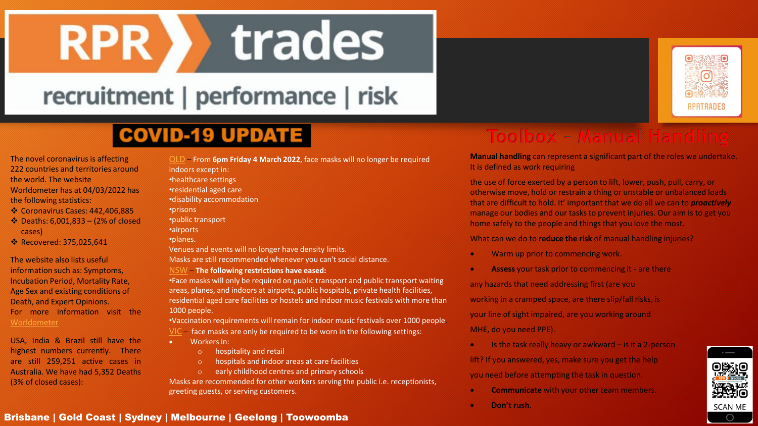# RPR trades

## recruitment | performance | risk

RPRTRADES

## COVID-19 UPDATE

The novel coronavirus is affecting 222 countries and territories around the world. The website Worldometer has at 04/03/2022 has the following statistics:

- Coronavirus Cases: 442,406,885
- Deaths: 6,001,833 – (2% of closed cases)
- Recovered: 375,025,641

The website also lists useful information such as: Symptoms, Incubation Period, Mortality Rate, Age Sex and existing conditions of Death, and Expert Opinions. For more information visit the Worldometer

USA, India & Brazil still have the highest numbers currently. There are still 259,251 active cases in Australia. We have had 5,352 Deaths (3% of closed cases):

QLD – From **6pm Friday 4 March 2022**, face masks will no longer be required indoors except in:

- healthcare settings
- residential aged care
- disability accommodation
- prisons
- public transport
- airports
- planes.

Venues and events will no longer have density limits.
Masks are still recommended whenever you can't social distance.

NSW – **The following restrictions have eased:**

- Face masks will only be required on public transport and public transport waiting areas, planes, and indoors at airports, public hospitals, private health facilities, residential aged care facilities or hostels and indoor music festivals with more than 1000 people.
- Vaccination requirements will remain for indoor music festivals over 1000 people.

VIC – face masks are only be required to be worn in the following settings:

- Workers in:
  - hospitality and retail
  - hospitals and indoor areas at care facilities
  - early childhood centres and primary schools

Masks are recommended for other workers serving the public i.e. receptionists, greeting guests, or serving customers.

## Toolbox – Manual Handling

**Manual handling** can represent a significant part of the roles we undertake. It is defined as work requiring

the use of force exerted by a person to lift, lower, push, pull, carry, or otherwise move, hold or restrain a thing or unstable or unbalanced loads that are difficult to hold. It' important that we do all we can to ***proactively*** manage our bodies and our tasks to prevent injuries. Our aim is to get you home safely to the people and things that you love the most.

What can we do to **reduce the risk** of manual handling injuries?

- Warm up prior to commencing work.
- **Assess** your task prior to commencing it - are there any hazards that need addressing first (are you working in a cramped space, are there slip/fall risks, is your line of sight impaired, are you working around MHE, do you need PPE).
- Is the task really heavy or awkward – is it a 2-person lift? If you answered, yes, make sure you get the help you need before attempting the task in question.
- **Communicate** with your other team members.
- **Don't rush**.

SCAN ME

**Brisbane | Gold Coast | Sydney | Melbourne | Geelong | Toowoomba**